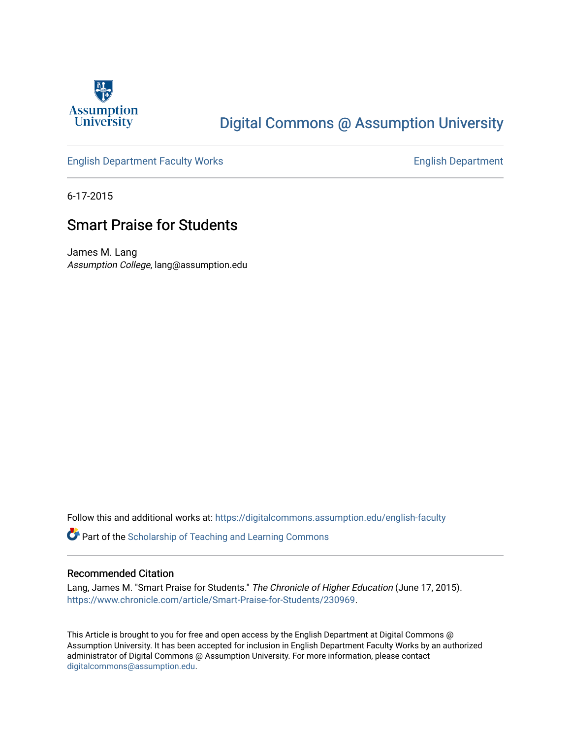Assumption University

Digital Commons @ Assumption University

English Department Faculty Works | English Department

6-17-2015

# Smart Praise for Students

James M. Lang
*Assumption College*, lang@assumption.edu

Follow this and additional works at: https://digitalcommons.assumption.edu/english-faculty

Part of the Scholarship of Teaching and Learning Commons

### Recommended Citation

Lang, James M. "Smart Praise for Students." *The Chronicle of Higher Education* (June 17, 2015). https://www.chronicle.com/article/Smart-Praise-for-Students/230969.

This Article is brought to you for free and open access by the English Department at Digital Commons @ Assumption University. It has been accepted for inclusion in English Department Faculty Works by an authorized administrator of Digital Commons @ Assumption University. For more information, please contact digitalcommons@assumption.edu.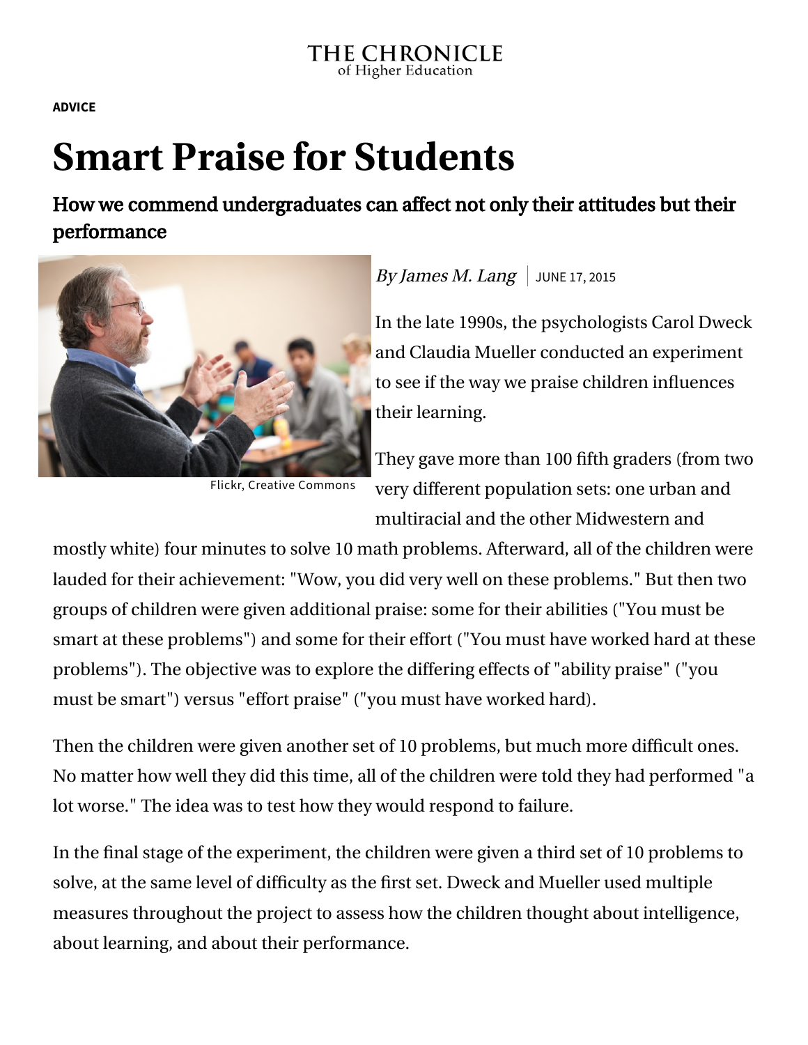THE CHRONICLE of Higher Education

**ADVICE**

# Smart Praise for Students

## How we commend undergraduates can affect not only their attitudes but their performance

Flickr, Creative Commons

*By James M. Lang* | JUNE 17, 2015

In the late 1990s, the psychologists Carol Dweck and Claudia Mueller conducted an experiment to see if the way we praise children influences their learning.

They gave more than 100 fifth graders (from two very different population sets: one urban and multiracial and the other Midwestern and mostly white) four minutes to solve 10 math problems. Afterward, all of the children were lauded for their achievement: "Wow, you did very well on these problems." But then two groups of children were given additional praise: some for their abilities ("You must be smart at these problems") and some for their effort ("You must have worked hard at these problems"). The objective was to explore the differing effects of "ability praise" ("you must be smart") versus "effort praise" ("you must have worked hard).

Then the children were given another set of 10 problems, but much more difficult ones. No matter how well they did this time, all of the children were told they had performed "a lot worse." The idea was to test how they would respond to failure.

In the final stage of the experiment, the children were given a third set of 10 problems to solve, at the same level of difficulty as the first set. Dweck and Mueller used multiple measures throughout the project to assess how the children thought about intelligence, about learning, and about their performance.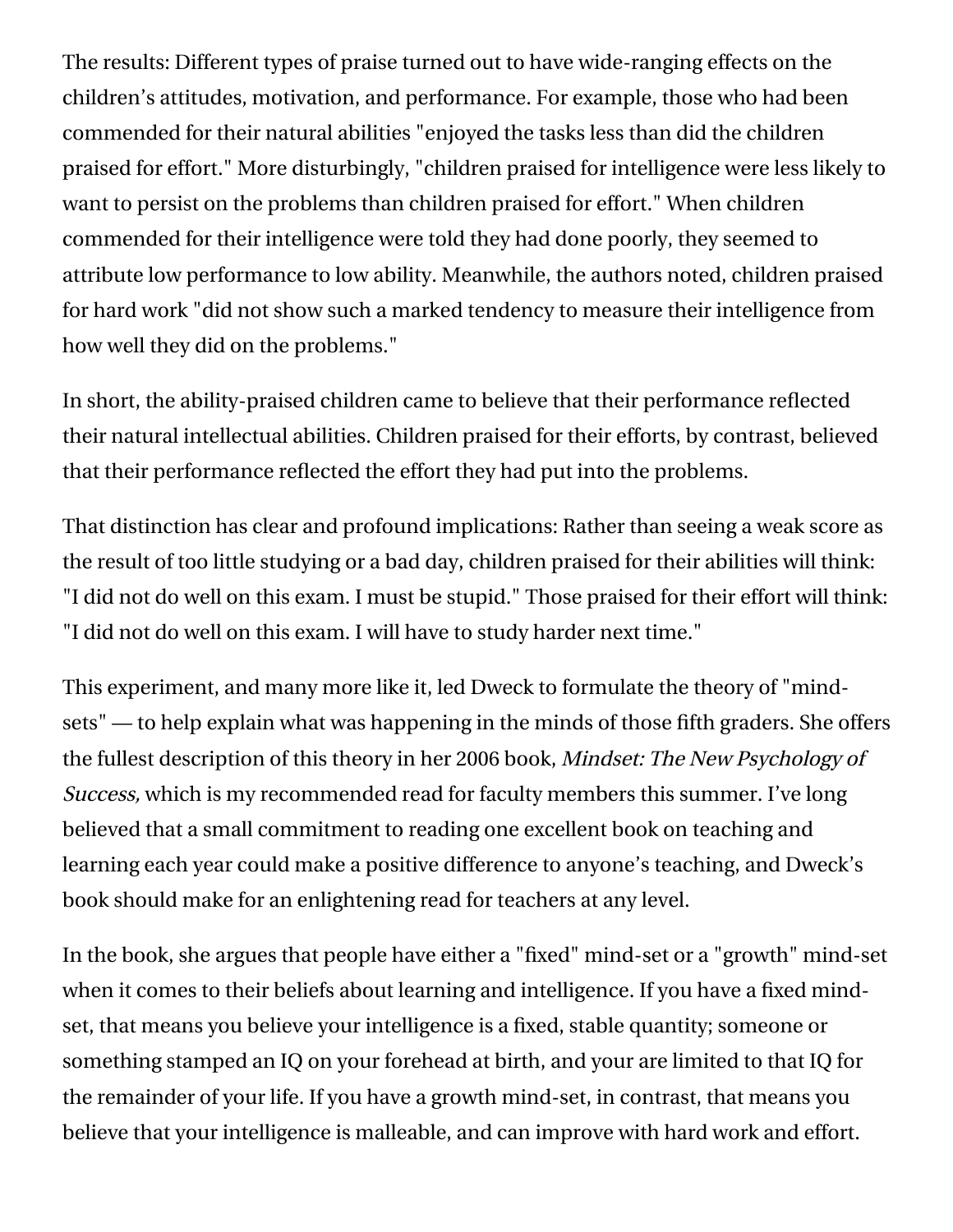The results: Different types of praise turned out to have wide-ranging effects on the children's attitudes, motivation, and performance. For example, those who had been commended for their natural abilities "enjoyed the tasks less than did the children praised for effort." More disturbingly, "children praised for intelligence were less likely to want to persist on the problems than children praised for effort." When children commended for their intelligence were told they had done poorly, they seemed to attribute low performance to low ability. Meanwhile, the authors noted, children praised for hard work "did not show such a marked tendency to measure their intelligence from how well they did on the problems."

In short, the ability-praised children came to believe that their performance reflected their natural intellectual abilities. Children praised for their efforts, by contrast, believed that their performance reflected the effort they had put into the problems.

That distinction has clear and profound implications: Rather than seeing a weak score as the result of too little studying or a bad day, children praised for their abilities will think: "I did not do well on this exam. I must be stupid." Those praised for their effort will think: "I did not do well on this exam. I will have to study harder next time."

This experiment, and many more like it, led Dweck to formulate the theory of "mind-sets" — to help explain what was happening in the minds of those fifth graders. She offers the fullest description of this theory in her 2006 book, *Mindset: The New Psychology of Success,* which is my recommended read for faculty members this summer. I've long believed that a small commitment to reading one excellent book on teaching and learning each year could make a positive difference to anyone's teaching, and Dweck's book should make for an enlightening read for teachers at any level.

In the book, she argues that people have either a "fixed" mind-set or a "growth" mind-set when it comes to their beliefs about learning and intelligence. If you have a fixed mind-set, that means you believe your intelligence is a fixed, stable quantity; someone or something stamped an IQ on your forehead at birth, and your are limited to that IQ for the remainder of your life. If you have a growth mind-set, in contrast, that means you believe that your intelligence is malleable, and can improve with hard work and effort.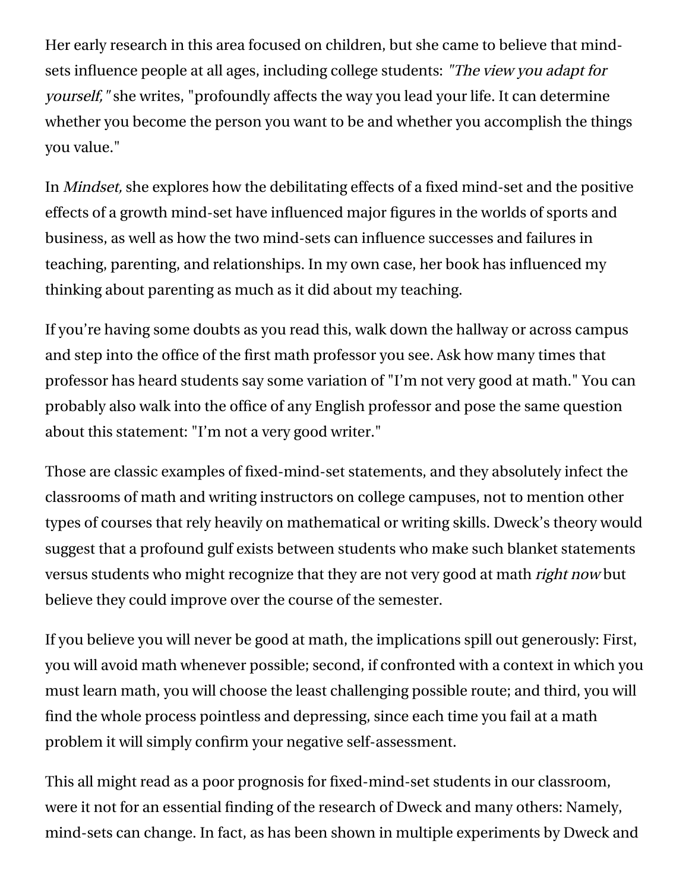Her early research in this area focused on children, but she came to believe that mind-sets influence people at all ages, including college students: *"The view you adapt for yourself,"* she writes, "profoundly affects the way you lead your life. It can determine whether you become the person you want to be and whether you accomplish the things you value."

In *Mindset,* she explores how the debilitating effects of a fixed mind-set and the positive effects of a growth mind-set have influenced major figures in the worlds of sports and business, as well as how the two mind-sets can influence successes and failures in teaching, parenting, and relationships. In my own case, her book has influenced my thinking about parenting as much as it did about my teaching.

If you're having some doubts as you read this, walk down the hallway or across campus and step into the office of the first math professor you see. Ask how many times that professor has heard students say some variation of "I'm not very good at math." You can probably also walk into the office of any English professor and pose the same question about this statement: "I'm not a very good writer."

Those are classic examples of fixed-mind-set statements, and they absolutely infect the classrooms of math and writing instructors on college campuses, not to mention other types of courses that rely heavily on mathematical or writing skills. Dweck's theory would suggest that a profound gulf exists between students who make such blanket statements versus students who might recognize that they are not very good at math *right now* but believe they could improve over the course of the semester.

If you believe you will never be good at math, the implications spill out generously: First, you will avoid math whenever possible; second, if confronted with a context in which you must learn math, you will choose the least challenging possible route; and third, you will find the whole process pointless and depressing, since each time you fail at a math problem it will simply confirm your negative self-assessment.

This all might read as a poor prognosis for fixed-mind-set students in our classroom, were it not for an essential finding of the research of Dweck and many others: Namely, mind-sets can change. In fact, as has been shown in multiple experiments by Dweck and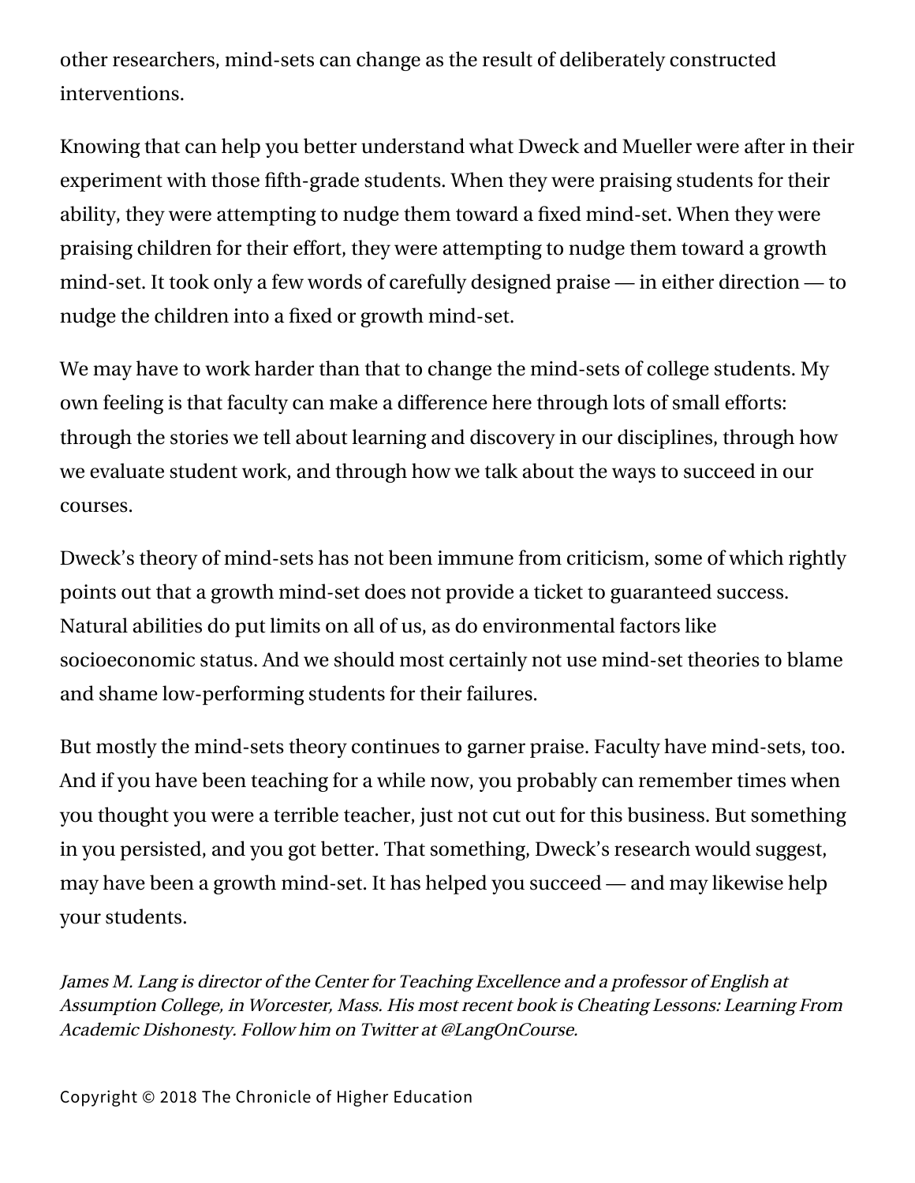other researchers, mind-sets can change as the result of deliberately constructed interventions.

Knowing that can help you better understand what Dweck and Mueller were after in their experiment with those fifth-grade students. When they were praising students for their ability, they were attempting to nudge them toward a fixed mind-set. When they were praising children for their effort, they were attempting to nudge them toward a growth mind-set. It took only a few words of carefully designed praise — in either direction — to nudge the children into a fixed or growth mind-set.

We may have to work harder than that to change the mind-sets of college students. My own feeling is that faculty can make a difference here through lots of small efforts: through the stories we tell about learning and discovery in our disciplines, through how we evaluate student work, and through how we talk about the ways to succeed in our courses.

Dweck's theory of mind-sets has not been immune from criticism, some of which rightly points out that a growth mind-set does not provide a ticket to guaranteed success. Natural abilities do put limits on all of us, as do environmental factors like socioeconomic status. And we should most certainly not use mind-set theories to blame and shame low-performing students for their failures.

But mostly the mind-sets theory continues to garner praise. Faculty have mind-sets, too. And if you have been teaching for a while now, you probably can remember times when you thought you were a terrible teacher, just not cut out for this business. But something in you persisted, and you got better. That something, Dweck's research would suggest, may have been a growth mind-set. It has helped you succeed — and may likewise help your students.

*James M. Lang is director of the Center for Teaching Excellence and a professor of English at Assumption College, in Worcester, Mass. His most recent book is Cheating Lessons: Learning From Academic Dishonesty. Follow him on Twitter at @LangOnCourse.*

Copyright © 2018 The Chronicle of Higher Education